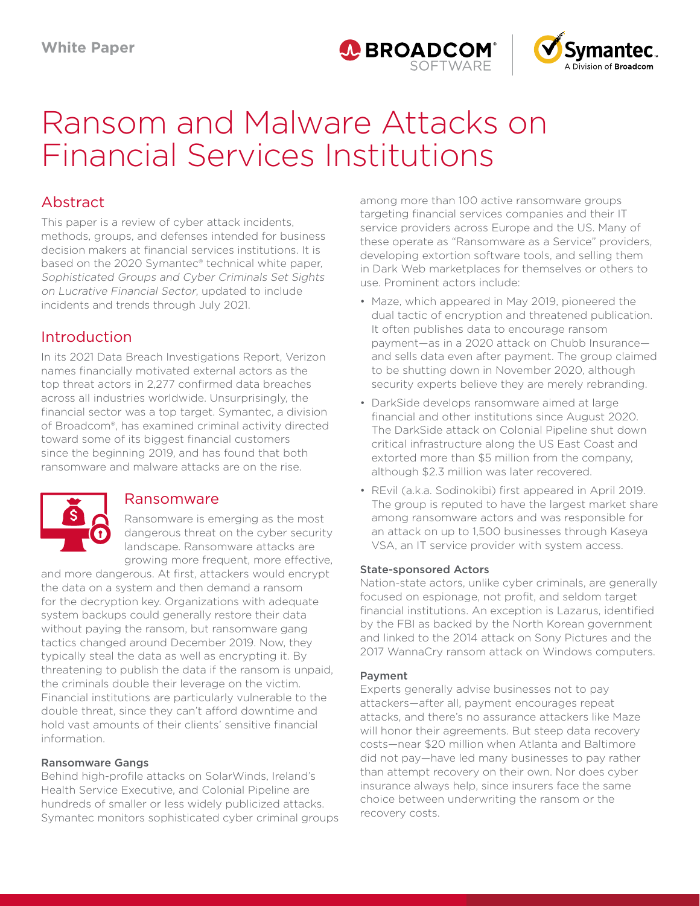White Paper

# Ransom and Malware Attacks on Financial Services Institutions

## Abstract

This paper is a review of cyber attack incidents, methods, groups, and defenses intended for business decision makers at financial services institutions. It is based on the 2020 Symantec® technical white paper, *Sophisticated Groups and Cyber Criminals Set Sights on Lucrative Financial Sector*, updated to include incidents and trends through July 2021.

## Introduction

In its 2021 Data Breach Investigations Report, Verizon names financially motivated external actors as the top threat actors in 2,277 confirmed data breaches across all industries worldwide. Unsurprisingly, the financial sector was a top target. Symantec, a division of Broadcom®, has examined criminal activity directed toward some of its biggest financial customers since the beginning 2019, and has found that both ransomware and malware attacks are on the rise.

## Ransomware

Ransomware is emerging as the most dangerous threat on the cyber security landscape. Ransomware attacks are growing more frequent, more effective, and more dangerous. At first, attackers would encrypt the data on a system and then demand a ransom for the decryption key. Organizations with adequate system backups could generally restore their data without paying the ransom, but ransomware gang tactics changed around December 2019. Now, they typically steal the data as well as encrypting it. By threatening to publish the data if the ransom is unpaid, the criminals double their leverage on the victim. Financial institutions are particularly vulnerable to the double threat, since they can't afford downtime and hold vast amounts of their clients' sensitive financial information.

### Ransomware Gangs

Behind high-profile attacks on SolarWinds, Ireland's Health Service Executive, and Colonial Pipeline are hundreds of smaller or less widely publicized attacks. Symantec monitors sophisticated cyber criminal groups among more than 100 active ransomware groups targeting financial services companies and their IT service providers across Europe and the US. Many of these operate as "Ransomware as a Service" providers, developing extortion software tools, and selling them in Dark Web marketplaces for themselves or others to use. Prominent actors include:

- Maze, which appeared in May 2019, pioneered the dual tactic of encryption and threatened publication. It often publishes data to encourage ransom payment—as in a 2020 attack on Chubb Insurance—and sells data even after payment. The group claimed to be shutting down in November 2020, although security experts believe they are merely rebranding.
- DarkSide develops ransomware aimed at large financial and other institutions since August 2020. The DarkSide attack on Colonial Pipeline shut down critical infrastructure along the US East Coast and extorted more than $5 million from the company, although $2.3 million was later recovered.
- REvil (a.k.a. Sodinokibi) first appeared in April 2019. The group is reputed to have the largest market share among ransomware actors and was responsible for an attack on up to 1,500 businesses through Kaseya VSA, an IT service provider with system access.

### State-sponsored Actors

Nation-state actors, unlike cyber criminals, are generally focused on espionage, not profit, and seldom target financial institutions. An exception is Lazarus, identified by the FBI as backed by the North Korean government and linked to the 2014 attack on Sony Pictures and the 2017 WannaCry ransom attack on Windows computers.

### Payment

Experts generally advise businesses not to pay attackers—after all, payment encourages repeat attacks, and there's no assurance attackers like Maze will honor their agreements. But steep data recovery costs—near $20 million when Atlanta and Baltimore did not pay—have led many businesses to pay rather than attempt recovery on their own. Nor does cyber insurance always help, since insurers face the same choice between underwriting the ransom or the recovery costs.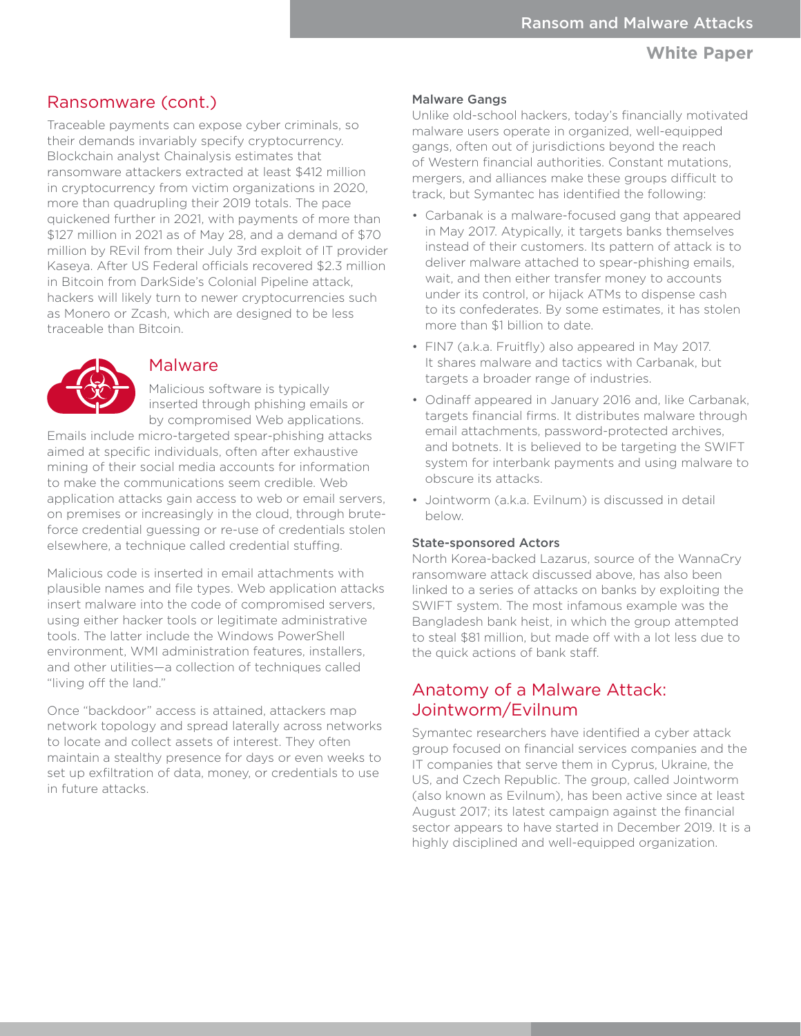## Ransomware (cont.)

Traceable payments can expose cyber criminals, so their demands invariably specify cryptocurrency. Blockchain analyst Chainalysis estimates that ransomware attackers extracted at least $412 million in cryptocurrency from victim organizations in 2020, more than quadrupling their 2019 totals. The pace quickened further in 2021, with payments of more than $127 million in 2021 as of May 28, and a demand of $70 million by REvil from their July 3rd exploit of IT provider Kaseya. After US Federal officials recovered $2.3 million in Bitcoin from DarkSide's Colonial Pipeline attack, hackers will likely turn to newer cryptocurrencies such as Monero or Zcash, which are designed to be less traceable than Bitcoin.

## Malware

Malicious software is typically inserted through phishing emails or by compromised Web applications. Emails include micro-targeted spear-phishing attacks aimed at specific individuals, often after exhaustive mining of their social media accounts for information to make the communications seem credible. Web application attacks gain access to web or email servers, on premises or increasingly in the cloud, through brute-force credential guessing or re-use of credentials stolen elsewhere, a technique called credential stuffing.

Malicious code is inserted in email attachments with plausible names and file types. Web application attacks insert malware into the code of compromised servers, using either hacker tools or legitimate administrative tools. The latter include the Windows PowerShell environment, WMI administration features, installers, and other utilities—a collection of techniques called "living off the land."

Once "backdoor" access is attained, attackers map network topology and spread laterally across networks to locate and collect assets of interest. They often maintain a stealthy presence for days or even weeks to set up exfiltration of data, money, or credentials to use in future attacks.

### Malware Gangs

Unlike old-school hackers, today's financially motivated malware users operate in organized, well-equipped gangs, often out of jurisdictions beyond the reach of Western financial authorities. Constant mutations, mergers, and alliances make these groups difficult to track, but Symantec has identified the following:

- Carbanak is a malware-focused gang that appeared in May 2017. Atypically, it targets banks themselves instead of their customers. Its pattern of attack is to deliver malware attached to spear-phishing emails, wait, and then either transfer money to accounts under its control, or hijack ATMs to dispense cash to its confederates. By some estimates, it has stolen more than $1 billion to date.
- FIN7 (a.k.a. Fruitfly) also appeared in May 2017. It shares malware and tactics with Carbanak, but targets a broader range of industries.
- Odinaff appeared in January 2016 and, like Carbanak, targets financial firms. It distributes malware through email attachments, password-protected archives, and botnets. It is believed to be targeting the SWIFT system for interbank payments and using malware to obscure its attacks.
- Jointworm (a.k.a. Evilnum) is discussed in detail below.

### State-sponsored Actors

North Korea-backed Lazarus, source of the WannaCry ransomware attack discussed above, has also been linked to a series of attacks on banks by exploiting the SWIFT system. The most infamous example was the Bangladesh bank heist, in which the group attempted to steal $81 million, but made off with a lot less due to the quick actions of bank staff.

## Anatomy of a Malware Attack: Jointworm/Evilnum

Symantec researchers have identified a cyber attack group focused on financial services companies and the IT companies that serve them in Cyprus, Ukraine, the US, and Czech Republic. The group, called Jointworm (also known as Evilnum), has been active since at least August 2017; its latest campaign against the financial sector appears to have started in December 2019. It is a highly disciplined and well-equipped organization.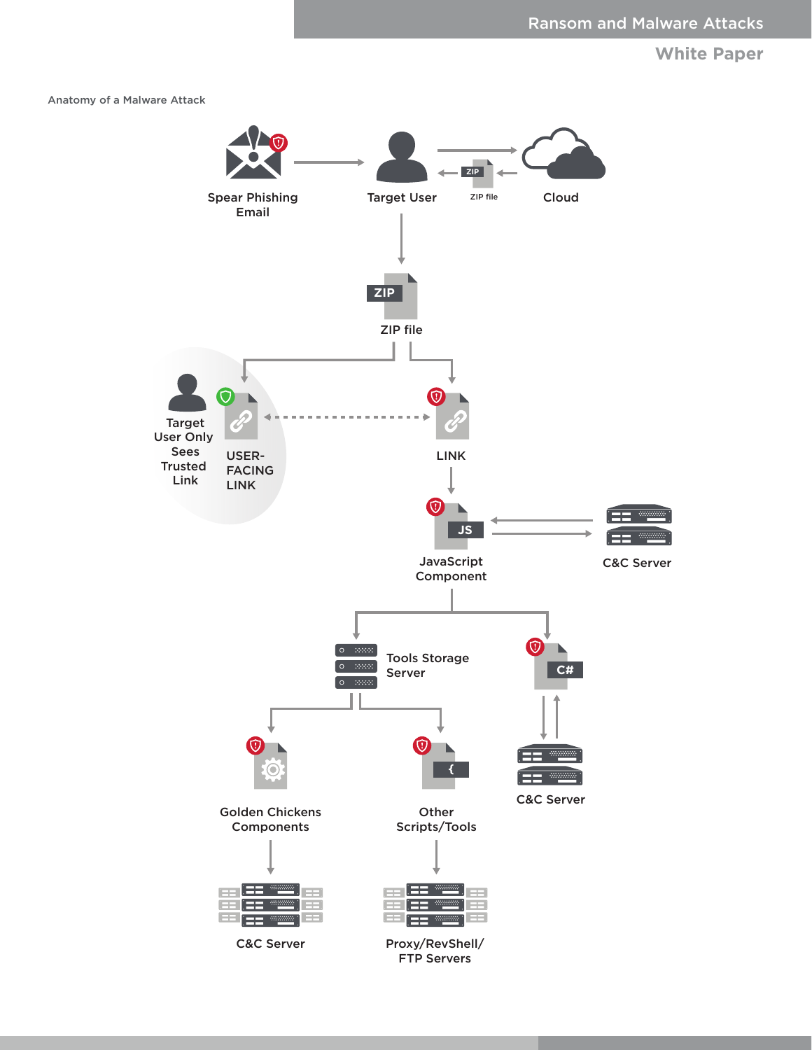Anatomy of a Malware Attack

Spear Phishing Email

Target User

ZIP

ZIP file

Cloud

ZIP

ZIP file

Target User Only Sees Trusted Link

USER-FACING LINK

LINK

JS

JavaScript Component

C&C Server

Tools Storage Server

C#

C&C Server

Golden Chickens Components

{

Other Scripts/Tools

C&C Server

Proxy/RevShell/ FTP Servers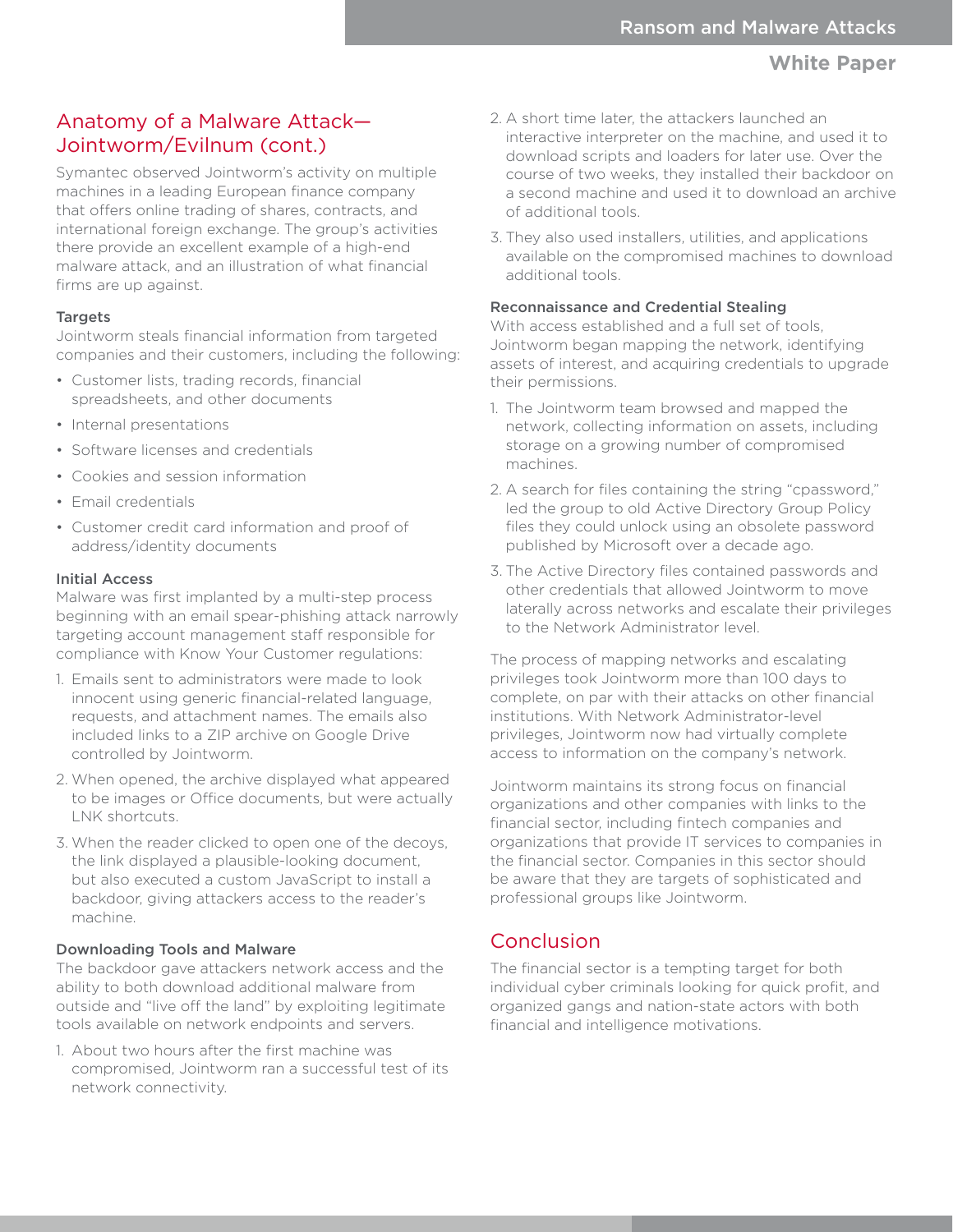## Anatomy of a Malware Attack—Jointworm/Evilnum (cont.)

Symantec observed Jointworm's activity on multiple machines in a leading European finance company that offers online trading of shares, contracts, and international foreign exchange. The group's activities there provide an excellent example of a high-end malware attack, and an illustration of what financial firms are up against.

### Targets

Jointworm steals financial information from targeted companies and their customers, including the following:

- Customer lists, trading records, financial spreadsheets, and other documents
- Internal presentations
- Software licenses and credentials
- Cookies and session information
- Email credentials
- Customer credit card information and proof of address/identity documents

### Initial Access

Malware was first implanted by a multi-step process beginning with an email spear-phishing attack narrowly targeting account management staff responsible for compliance with Know Your Customer regulations:

1. Emails sent to administrators were made to look innocent using generic financial-related language, requests, and attachment names. The emails also included links to a ZIP archive on Google Drive controlled by Jointworm.
2. When opened, the archive displayed what appeared to be images or Office documents, but were actually LNK shortcuts.
3. When the reader clicked to open one of the decoys, the link displayed a plausible-looking document, but also executed a custom JavaScript to install a backdoor, giving attackers access to the reader's machine.

### Downloading Tools and Malware

The backdoor gave attackers network access and the ability to both download additional malware from outside and "live off the land" by exploiting legitimate tools available on network endpoints and servers.

1. About two hours after the first machine was compromised, Jointworm ran a successful test of its network connectivity.
2. A short time later, the attackers launched an interactive interpreter on the machine, and used it to download scripts and loaders for later use. Over the course of two weeks, they installed their backdoor on a second machine and used it to download an archive of additional tools.
3. They also used installers, utilities, and applications available on the compromised machines to download additional tools.

### Reconnaissance and Credential Stealing

With access established and a full set of tools, Jointworm began mapping the network, identifying assets of interest, and acquiring credentials to upgrade their permissions.

1. The Jointworm team browsed and mapped the network, collecting information on assets, including storage on a growing number of compromised machines.
2. A search for files containing the string "cpassword," led the group to old Active Directory Group Policy files they could unlock using an obsolete password published by Microsoft over a decade ago.
3. The Active Directory files contained passwords and other credentials that allowed Jointworm to move laterally across networks and escalate their privileges to the Network Administrator level.

The process of mapping networks and escalating privileges took Jointworm more than 100 days to complete, on par with their attacks on other financial institutions. With Network Administrator-level privileges, Jointworm now had virtually complete access to information on the company's network.

Jointworm maintains its strong focus on financial organizations and other companies with links to the financial sector, including fintech companies and organizations that provide IT services to companies in the financial sector. Companies in this sector should be aware that they are targets of sophisticated and professional groups like Jointworm.

## Conclusion

The financial sector is a tempting target for both individual cyber criminals looking for quick profit, and organized gangs and nation-state actors with both financial and intelligence motivations.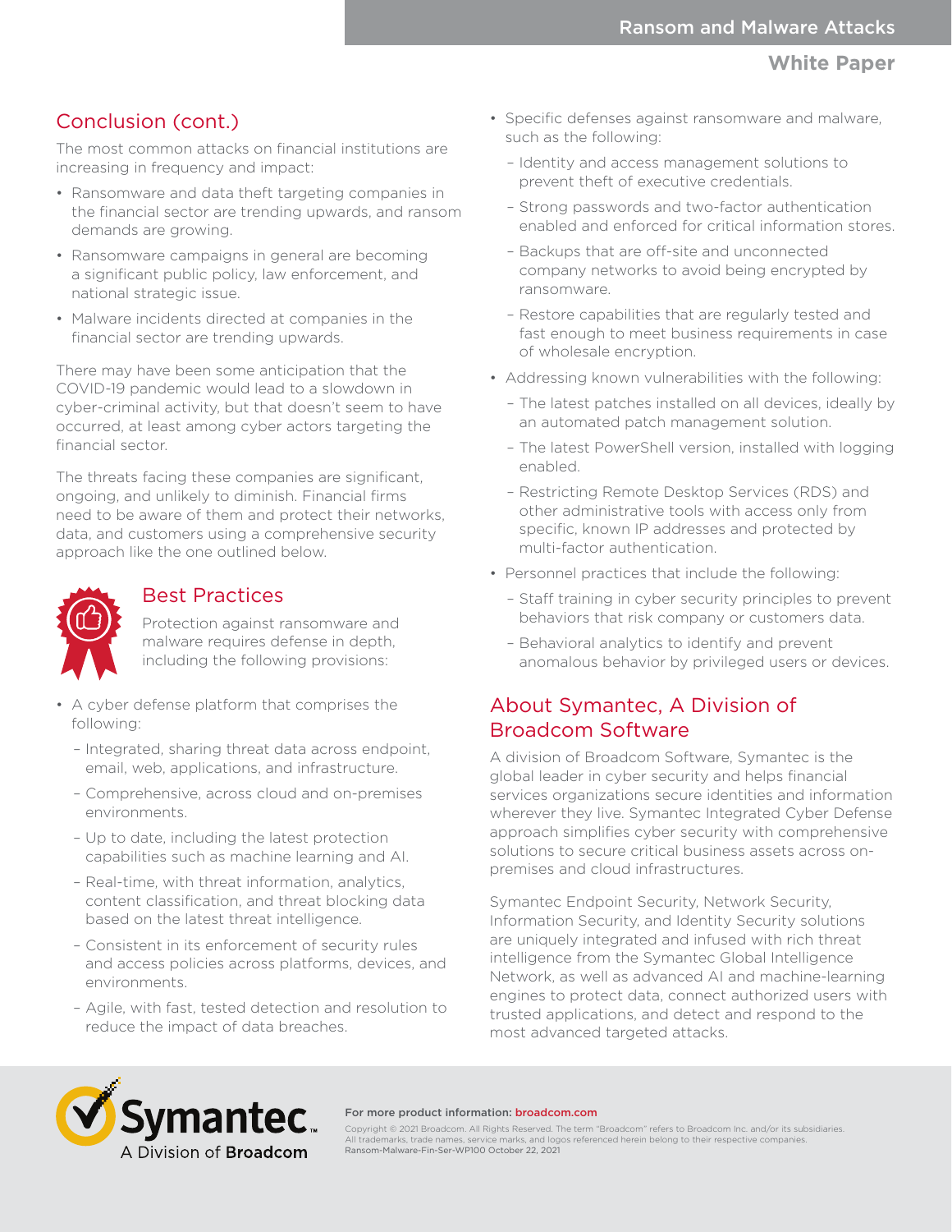## Conclusion (cont.)

The most common attacks on financial institutions are increasing in frequency and impact:

- Ransomware and data theft targeting companies in the financial sector are trending upwards, and ransom demands are growing.
- Ransomware campaigns in general are becoming a significant public policy, law enforcement, and national strategic issue.
- Malware incidents directed at companies in the financial sector are trending upwards.

There may have been some anticipation that the COVID-19 pandemic would lead to a slowdown in cyber-criminal activity, but that doesn't seem to have occurred, at least among cyber actors targeting the financial sector.

The threats facing these companies are significant, ongoing, and unlikely to diminish. Financial firms need to be aware of them and protect their networks, data, and customers using a comprehensive security approach like the one outlined below.

## Best Practices

Protection against ransomware and malware requires defense in depth, including the following provisions:

- A cyber defense platform that comprises the following:
  - Integrated, sharing threat data across endpoint, email, web, applications, and infrastructure.
  - Comprehensive, across cloud and on-premises environments.
  - Up to date, including the latest protection capabilities such as machine learning and AI.
  - Real-time, with threat information, analytics, content classification, and threat blocking data based on the latest threat intelligence.
  - Consistent in its enforcement of security rules and access policies across platforms, devices, and environments.
  - Agile, with fast, tested detection and resolution to reduce the impact of data breaches.
- Specific defenses against ransomware and malware, such as the following:
  - Identity and access management solutions to prevent theft of executive credentials.
  - Strong passwords and two-factor authentication enabled and enforced for critical information stores.
  - Backups that are off-site and unconnected company networks to avoid being encrypted by ransomware.
  - Restore capabilities that are regularly tested and fast enough to meet business requirements in case of wholesale encryption.
- Addressing known vulnerabilities with the following:
  - The latest patches installed on all devices, ideally by an automated patch management solution.
  - The latest PowerShell version, installed with logging enabled.
  - Restricting Remote Desktop Services (RDS) and other administrative tools with access only from specific, known IP addresses and protected by multi-factor authentication.
- Personnel practices that include the following:
  - Staff training in cyber security principles to prevent behaviors that risk company or customers data.
  - Behavioral analytics to identify and prevent anomalous behavior by privileged users or devices.

## About Symantec, A Division of Broadcom Software

A division of Broadcom Software, Symantec is the global leader in cyber security and helps financial services organizations secure identities and information wherever they live. Symantec Integrated Cyber Defense approach simplifies cyber security with comprehensive solutions to secure critical business assets across on-premises and cloud infrastructures.

Symantec Endpoint Security, Network Security, Information Security, and Identity Security solutions are uniquely integrated and infused with rich threat intelligence from the Symantec Global Intelligence Network, as well as advanced AI and machine-learning engines to protect data, connect authorized users with trusted applications, and detect and respond to the most advanced targeted attacks.

Symantec. A Division of Broadcom

**For more product information:** broadcom.com

Copyright © 2021 Broadcom. All Rights Reserved. The term "Broadcom" refers to Broadcom Inc. and/or its subsidiaries. All trademarks, trade names, service marks, and logos referenced herein belong to their respective companies.
Ransom-Malware-Fin-Ser-WP100 October 22, 2021